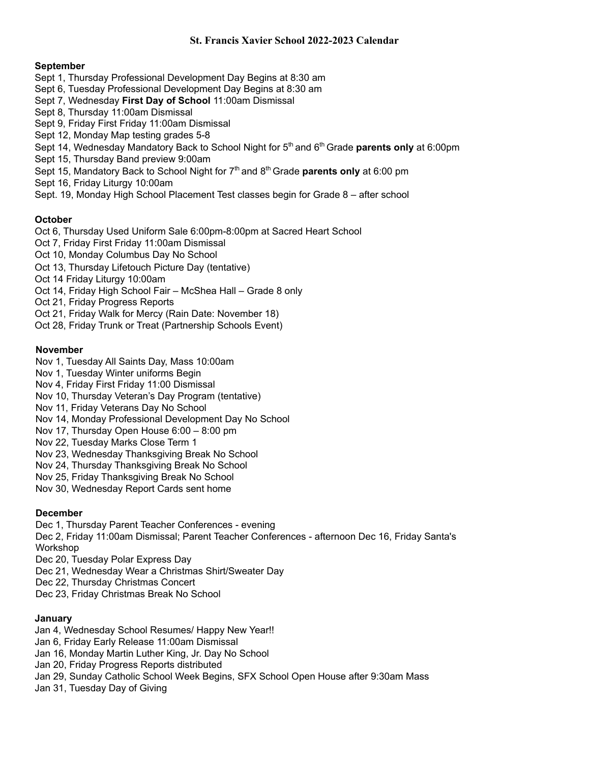# St. Francis Xavier School 2022-2023 Calendar

**September**

Sept 1, Thursday Professional Development Day Begins at 8:30 am
Sept 6, Tuesday Professional Development Day Begins at 8:30 am
Sept 7, Wednesday **First Day of School** 11:00am Dismissal
Sept 8, Thursday 11:00am Dismissal
Sept 9, Friday First Friday 11:00am Dismissal
Sept 12, Monday Map testing grades 5-8
Sept 14, Wednesday Mandatory Back to School Night for 5th and 6th Grade **parents only** at 6:00pm
Sept 15, Thursday Band preview 9:00am
Sept 15, Mandatory Back to School Night for 7th and 8th Grade **parents only** at 6:00 pm
Sept 16, Friday Liturgy 10:00am
Sept. 19, Monday High School Placement Test classes begin for Grade 8 – after school

**October**

Oct 6, Thursday Used Uniform Sale 6:00pm-8:00pm at Sacred Heart School
Oct 7, Friday First Friday 11:00am Dismissal
Oct 10, Monday Columbus Day No School
Oct 13, Thursday Lifetouch Picture Day (tentative)
Oct 14 Friday Liturgy 10:00am
Oct 14, Friday High School Fair – McShea Hall – Grade 8 only
Oct 21, Friday Progress Reports
Oct 21, Friday Walk for Mercy (Rain Date: November 18)
Oct 28, Friday Trunk or Treat (Partnership Schools Event)

**November**

Nov 1, Tuesday All Saints Day, Mass 10:00am
Nov 1, Tuesday Winter uniforms Begin
Nov 4, Friday First Friday 11:00 Dismissal
Nov 10, Thursday Veteran's Day Program (tentative)
Nov 11, Friday Veterans Day No School
Nov 14, Monday Professional Development Day No School
Nov 17, Thursday Open House 6:00 – 8:00 pm
Nov 22, Tuesday Marks Close Term 1
Nov 23, Wednesday Thanksgiving Break No School
Nov 24, Thursday Thanksgiving Break No School
Nov 25, Friday Thanksgiving Break No School
Nov 30, Wednesday Report Cards sent home

**December**

Dec 1, Thursday Parent Teacher Conferences - evening
Dec 2, Friday 11:00am Dismissal; Parent Teacher Conferences - afternoon Dec 16, Friday Santa's Workshop
Dec 20, Tuesday Polar Express Day
Dec 21, Wednesday Wear a Christmas Shirt/Sweater Day
Dec 22, Thursday Christmas Concert
Dec 23, Friday Christmas Break No School

**January**

Jan 4, Wednesday School Resumes/ Happy New Year!!
Jan 6, Friday Early Release 11:00am Dismissal
Jan 16, Monday Martin Luther King, Jr. Day No School
Jan 20, Friday Progress Reports distributed
Jan 29, Sunday Catholic School Week Begins, SFX School Open House after 9:30am Mass
Jan 31, Tuesday Day of Giving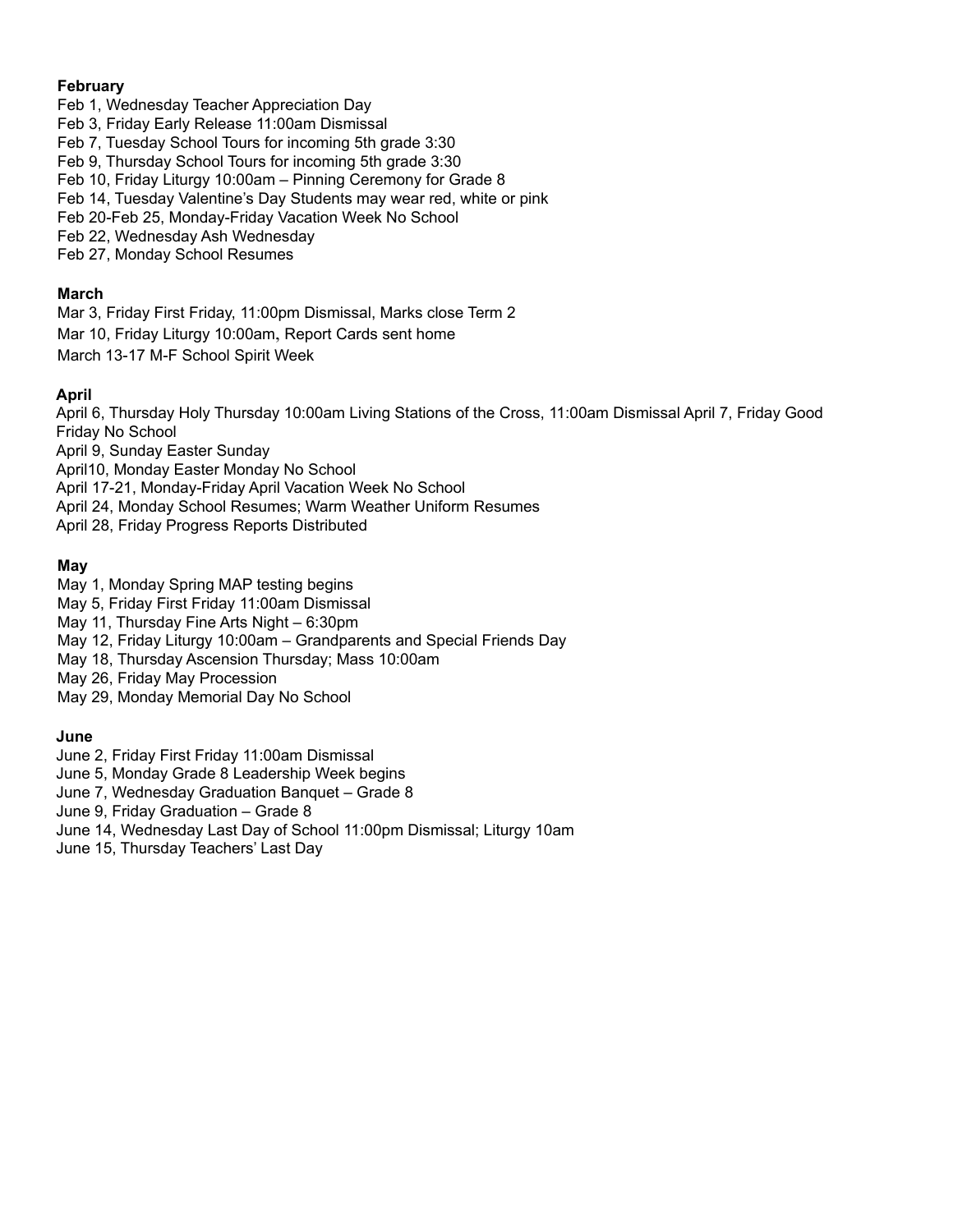**February**

Feb 1, Wednesday Teacher Appreciation Day
Feb 3, Friday Early Release 11:00am Dismissal
Feb 7, Tuesday School Tours for incoming 5th grade 3:30
Feb 9, Thursday School Tours for incoming 5th grade 3:30
Feb 10, Friday Liturgy 10:00am – Pinning Ceremony for Grade 8
Feb 14, Tuesday Valentine's Day Students may wear red, white or pink
Feb 20-Feb 25, Monday-Friday Vacation Week No School
Feb 22, Wednesday Ash Wednesday
Feb 27, Monday School Resumes

**March**

Mar 3, Friday First Friday, 11:00pm Dismissal, Marks close Term 2
Mar 10, Friday Liturgy 10:00am, Report Cards sent home
March 13-17 M-F School Spirit Week

**April**

April 6, Thursday Holy Thursday 10:00am Living Stations of the Cross, 11:00am Dismissal April 7, Friday Good Friday No School
April 9, Sunday Easter Sunday
April10, Monday Easter Monday No School
April 17-21, Monday-Friday April Vacation Week No School
April 24, Monday School Resumes; Warm Weather Uniform Resumes
April 28, Friday Progress Reports Distributed

**May**

May 1, Monday Spring MAP testing begins
May 5, Friday First Friday 11:00am Dismissal
May 11, Thursday Fine Arts Night – 6:30pm
May 12, Friday Liturgy 10:00am – Grandparents and Special Friends Day
May 18, Thursday Ascension Thursday; Mass 10:00am
May 26, Friday May Procession
May 29, Monday Memorial Day No School

**June**

June 2, Friday First Friday 11:00am Dismissal
June 5, Monday Grade 8 Leadership Week begins
June 7, Wednesday Graduation Banquet – Grade 8
June 9, Friday Graduation – Grade 8
June 14, Wednesday Last Day of School 11:00pm Dismissal; Liturgy 10am
June 15, Thursday Teachers' Last Day